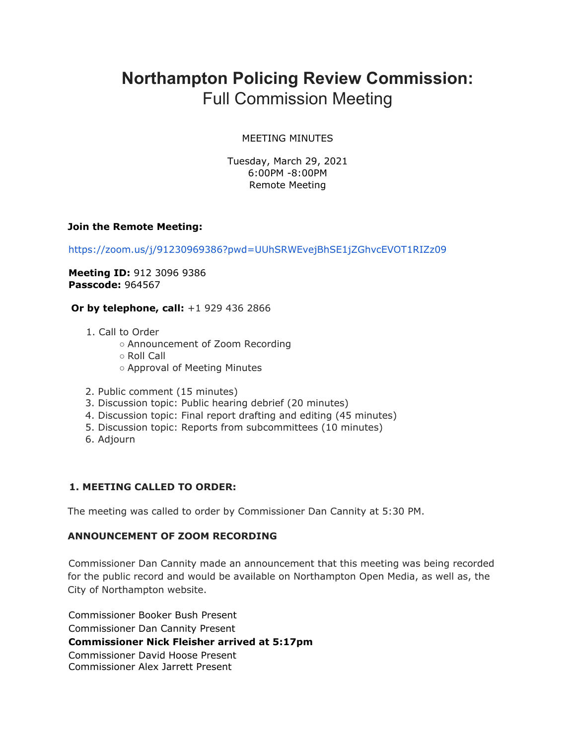# **Northampton Policing Review Commission:**
# Full Commission Meeting

MEETING MINUTES

Tuesday, March 29, 2021
6:00PM -8:00PM
Remote Meeting

**Join the Remote Meeting:**

https://zoom.us/j/91230969386?pwd=UUhSRWEvejBhSE1jZGhvcEVOT1RIZz09

**Meeting ID:** 912 3096 9386
**Passcode:** 964567

**Or by telephone, call:** +1 929 436 2866

1. Call to Order
   - Announcement of Zoom Recording
   - Roll Call
   - Approval of Meeting Minutes
2. Public comment (15 minutes)
3. Discussion topic: Public hearing debrief (20 minutes)
4. Discussion topic: Final report drafting and editing (45 minutes)
5. Discussion topic: Reports from subcommittees (10 minutes)
6. Adjourn

### 1. MEETING CALLED TO ORDER:

The meeting was called to order by Commissioner Dan Cannity at 5:30 PM.

### ANNOUNCEMENT OF ZOOM RECORDING

Commissioner Dan Cannity made an announcement that this meeting was being recorded for the public record and would be available on Northampton Open Media, as well as, the City of Northampton website.

Commissioner Booker Bush Present
Commissioner Dan Cannity Present
**Commissioner Nick Fleisher arrived at 5:17pm**
Commissioner David Hoose Present
Commissioner Alex Jarrett Present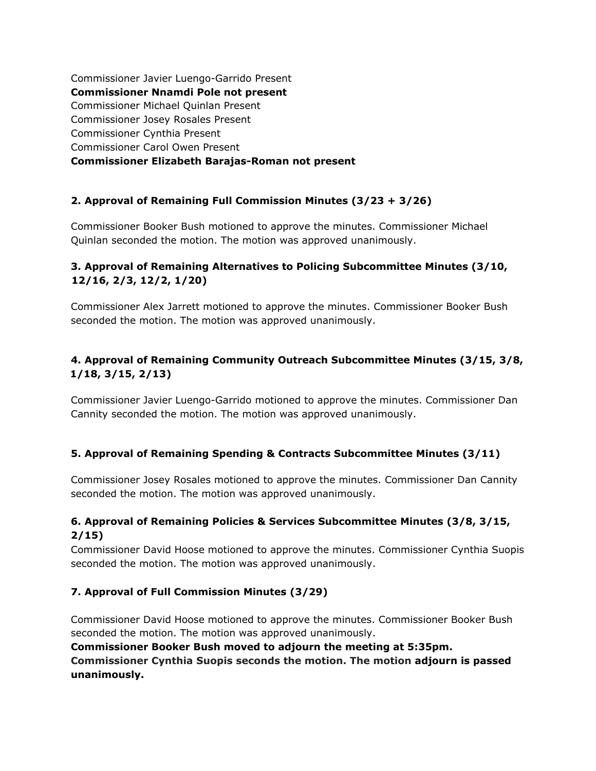Commissioner Javier Luengo-Garrido Present
**Commissioner Nnamdi Pole not present**
Commissioner Michael Quinlan Present
Commissioner Josey Rosales Present
Commissioner Cynthia Present
Commissioner Carol Owen Present
**Commissioner Elizabeth Barajas-Roman not present**

### 2. Approval of Remaining Full Commission Minutes (3/23 + 3/26)

Commissioner Booker Bush motioned to approve the minutes. Commissioner Michael Quinlan seconded the motion. The motion was approved unanimously.

### 3. Approval of Remaining Alternatives to Policing Subcommittee Minutes (3/10, 12/16, 2/3, 12/2, 1/20)

Commissioner Alex Jarrett motioned to approve the minutes. Commissioner Booker Bush seconded the motion. The motion was approved unanimously.

### 4. Approval of Remaining Community Outreach Subcommittee Minutes (3/15, 3/8, 1/18, 3/15, 2/13)

Commissioner Javier Luengo-Garrido motioned to approve the minutes. Commissioner Dan Cannity seconded the motion. The motion was approved unanimously.

### 5. Approval of Remaining Spending & Contracts Subcommittee Minutes (3/11)

Commissioner Josey Rosales motioned to approve the minutes. Commissioner Dan Cannity seconded the motion. The motion was approved unanimously.

### 6. Approval of Remaining Policies & Services Subcommittee Minutes (3/8, 3/15, 2/15)

Commissioner David Hoose motioned to approve the minutes. Commissioner Cynthia Suopis seconded the motion. The motion was approved unanimously.

### 7. Approval of Full Commission Minutes (3/29)

Commissioner David Hoose motioned to approve the minutes. Commissioner Booker Bush seconded the motion. The motion was approved unanimously.

**Commissioner Booker Bush moved to adjourn the meeting at 5:35pm. Commissioner Cynthia Suopis seconds the motion. The motion adjourn is passed unanimously.**